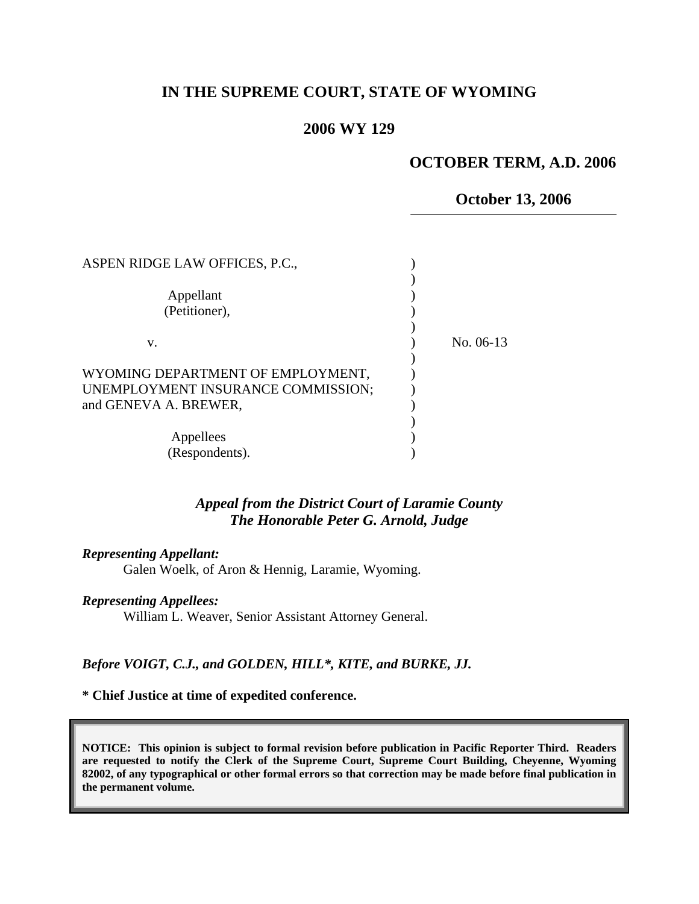**IN THE SUPREME COURT, STATE OF WYOMING**

**2006 WY 129**

**OCTOBER TERM, A.D. 2006**

**October 13, 2006**

ASPEN RIDGE LAW OFFICES, P.C.,

Appellant
(Petitioner),

v.

WYOMING DEPARTMENT OF EMPLOYMENT, UNEMPLOYMENT INSURANCE COMMISSION; and GENEVA A. BREWER,

Appellees
(Respondents).

No. 06-13

***Appeal from the District Court of Laramie County***
***The Honorable Peter G. Arnold, Judge***

***Representing Appellant:***
Galen Woelk, of Aron & Hennig, Laramie, Wyoming.

***Representing Appellees:***
William L. Weaver, Senior Assistant Attorney General.

***Before VOIGT, C.J., and GOLDEN, HILL\*, KITE, and BURKE, JJ.***

**\* Chief Justice at time of expedited conference.**

**NOTICE: This opinion is subject to formal revision before publication in Pacific Reporter Third. Readers are requested to notify the Clerk of the Supreme Court, Supreme Court Building, Cheyenne, Wyoming 82002, of any typographical or other formal errors so that correction may be made before final publication in the permanent volume.**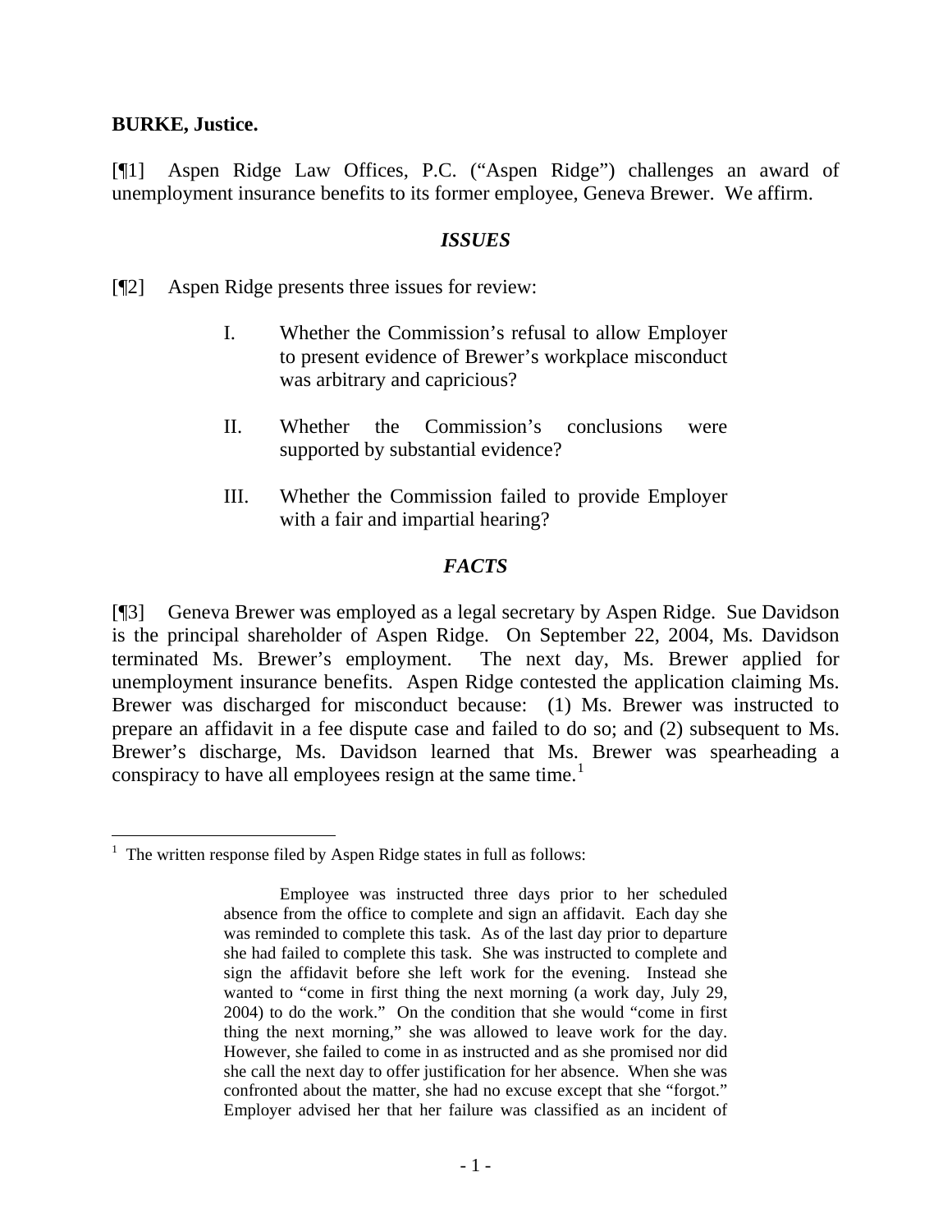**BURKE, Justice.**

[¶1] Aspen Ridge Law Offices, P.C. ("Aspen Ridge") challenges an award of unemployment insurance benefits to its former employee, Geneva Brewer. We affirm.

### *ISSUES*

[¶2] Aspen Ridge presents three issues for review:

> I. Whether the Commission's refusal to allow Employer to present evidence of Brewer's workplace misconduct was arbitrary and capricious?
>
> II. Whether the Commission's conclusions were supported by substantial evidence?
>
> III. Whether the Commission failed to provide Employer with a fair and impartial hearing?

### *FACTS*

[¶3] Geneva Brewer was employed as a legal secretary by Aspen Ridge. Sue Davidson is the principal shareholder of Aspen Ridge. On September 22, 2004, Ms. Davidson terminated Ms. Brewer's employment. The next day, Ms. Brewer applied for unemployment insurance benefits. Aspen Ridge contested the application claiming Ms. Brewer was discharged for misconduct because: (1) Ms. Brewer was instructed to prepare an affidavit in a fee dispute case and failed to do so; and (2) subsequent to Ms. Brewer's discharge, Ms. Davidson learned that Ms. Brewer was spearheading a conspiracy to have all employees resign at the same time.[1]

---

[1] The written response filed by Aspen Ridge states in full as follows:

> Employee was instructed three days prior to her scheduled absence from the office to complete and sign an affidavit. Each day she was reminded to complete this task. As of the last day prior to departure she had failed to complete this task. She was instructed to complete and sign the affidavit before she left work for the evening. Instead she wanted to "come in first thing the next morning (a work day, July 29, 2004) to do the work." On the condition that she would "come in first thing the next morning," she was allowed to leave work for the day. However, she failed to come in as instructed and as she promised nor did she call the next day to offer justification for her absence. When she was confronted about the matter, she had no excuse except that she "forgot." Employer advised her that her failure was classified as an incident of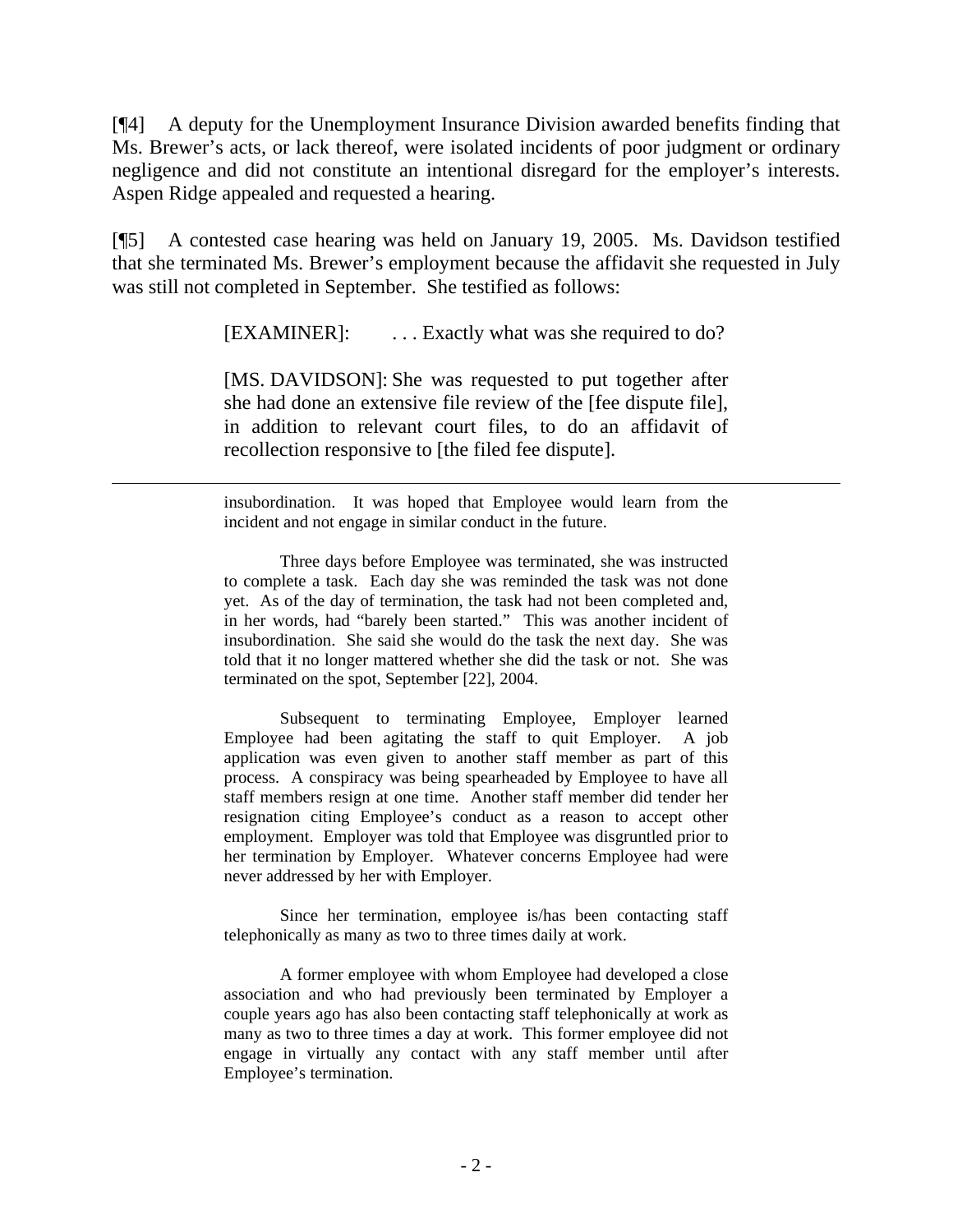[¶4] A deputy for the Unemployment Insurance Division awarded benefits finding that Ms. Brewer's acts, or lack thereof, were isolated incidents of poor judgment or ordinary negligence and did not constitute an intentional disregard for the employer's interests. Aspen Ridge appealed and requested a hearing.

[¶5] A contested case hearing was held on January 19, 2005. Ms. Davidson testified that she terminated Ms. Brewer's employment because the affidavit she requested in July was still not completed in September. She testified as follows:

> [EXAMINER]: . . . Exactly what was she required to do?
>
> [MS. DAVIDSON]: She was requested to put together after she had done an extensive file review of the [fee dispute file], in addition to relevant court files, to do an affidavit of recollection responsive to [the filed fee dispute].

---

> insubordination. It was hoped that Employee would learn from the incident and not engage in similar conduct in the future.
>
> Three days before Employee was terminated, she was instructed to complete a task. Each day she was reminded the task was not done yet. As of the day of termination, the task had not been completed and, in her words, had "barely been started." This was another incident of insubordination. She said she would do the task the next day. She was told that it no longer mattered whether she did the task or not. She was terminated on the spot, September [22], 2004.
>
> Subsequent to terminating Employee, Employer learned Employee had been agitating the staff to quit Employer. A job application was even given to another staff member as part of this process. A conspiracy was being spearheaded by Employee to have all staff members resign at one time. Another staff member did tender her resignation citing Employee's conduct as a reason to accept other employment. Employer was told that Employee was disgruntled prior to her termination by Employer. Whatever concerns Employee had were never addressed by her with Employer.
>
> Since her termination, employee is/has been contacting staff telephonically as many as two to three times daily at work.
>
> A former employee with whom Employee had developed a close association and who had previously been terminated by Employer a couple years ago has also been contacting staff telephonically at work as many as two to three times a day at work. This former employee did not engage in virtually any contact with any staff member until after Employee's termination.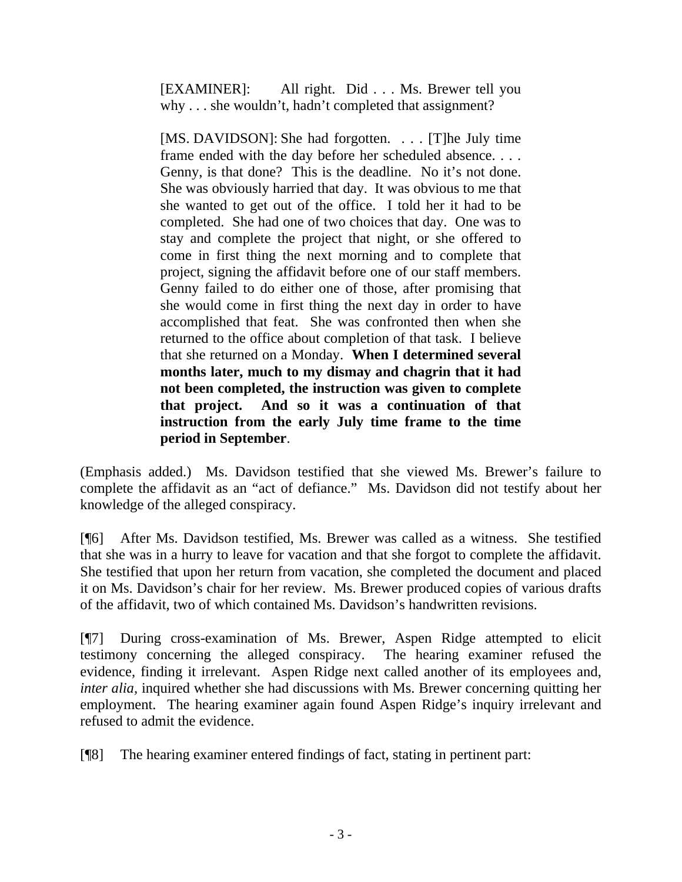> [EXAMINER]: All right. Did . . . Ms. Brewer tell you why . . . she wouldn't, hadn't completed that assignment?
>
> [MS. DAVIDSON]: She had forgotten. . . . [T]he July time frame ended with the day before her scheduled absence. . . . Genny, is that done? This is the deadline. No it's not done. She was obviously harried that day. It was obvious to me that she wanted to get out of the office. I told her it had to be completed. She had one of two choices that day. One was to stay and complete the project that night, or she offered to come in first thing the next morning and to complete that project, signing the affidavit before one of our staff members. Genny failed to do either one of those, after promising that she would come in first thing the next day in order to have accomplished that feat. She was confronted then when she returned to the office about completion of that task. I believe that she returned on a Monday. **When I determined several months later, much to my dismay and chagrin that it had not been completed, the instruction was given to complete that project. And so it was a continuation of that instruction from the early July time frame to the time period in September**.

(Emphasis added.) Ms. Davidson testified that she viewed Ms. Brewer's failure to complete the affidavit as an "act of defiance." Ms. Davidson did not testify about her knowledge of the alleged conspiracy.

[¶6] After Ms. Davidson testified, Ms. Brewer was called as a witness. She testified that she was in a hurry to leave for vacation and that she forgot to complete the affidavit. She testified that upon her return from vacation, she completed the document and placed it on Ms. Davidson's chair for her review. Ms. Brewer produced copies of various drafts of the affidavit, two of which contained Ms. Davidson's handwritten revisions.

[¶7] During cross-examination of Ms. Brewer, Aspen Ridge attempted to elicit testimony concerning the alleged conspiracy. The hearing examiner refused the evidence, finding it irrelevant. Aspen Ridge next called another of its employees and, *inter alia*, inquired whether she had discussions with Ms. Brewer concerning quitting her employment. The hearing examiner again found Aspen Ridge's inquiry irrelevant and refused to admit the evidence.

[¶8] The hearing examiner entered findings of fact, stating in pertinent part: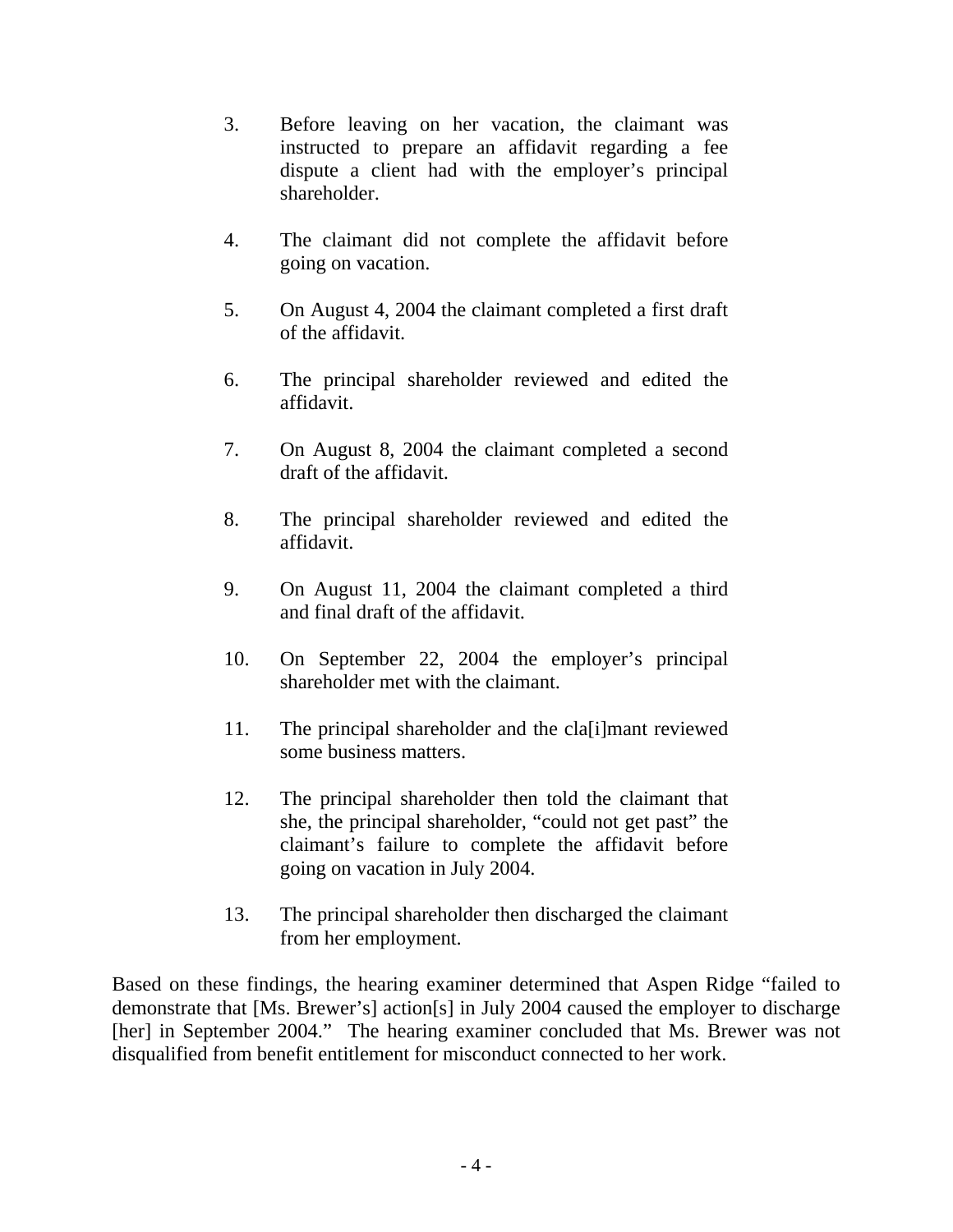3. Before leaving on her vacation, the claimant was instructed to prepare an affidavit regarding a fee dispute a client had with the employer's principal shareholder.

4. The claimant did not complete the affidavit before going on vacation.

5. On August 4, 2004 the claimant completed a first draft of the affidavit.

6. The principal shareholder reviewed and edited the affidavit.

7. On August 8, 2004 the claimant completed a second draft of the affidavit.

8. The principal shareholder reviewed and edited the affidavit.

9. On August 11, 2004 the claimant completed a third and final draft of the affidavit.

10. On September 22, 2004 the employer's principal shareholder met with the claimant.

11. The principal shareholder and the cla[i]mant reviewed some business matters.

12. The principal shareholder then told the claimant that she, the principal shareholder, "could not get past" the claimant's failure to complete the affidavit before going on vacation in July 2004.

13. The principal shareholder then discharged the claimant from her employment.

Based on these findings, the hearing examiner determined that Aspen Ridge "failed to demonstrate that [Ms. Brewer's] action[s] in July 2004 caused the employer to discharge [her] in September 2004." The hearing examiner concluded that Ms. Brewer was not disqualified from benefit entitlement for misconduct connected to her work.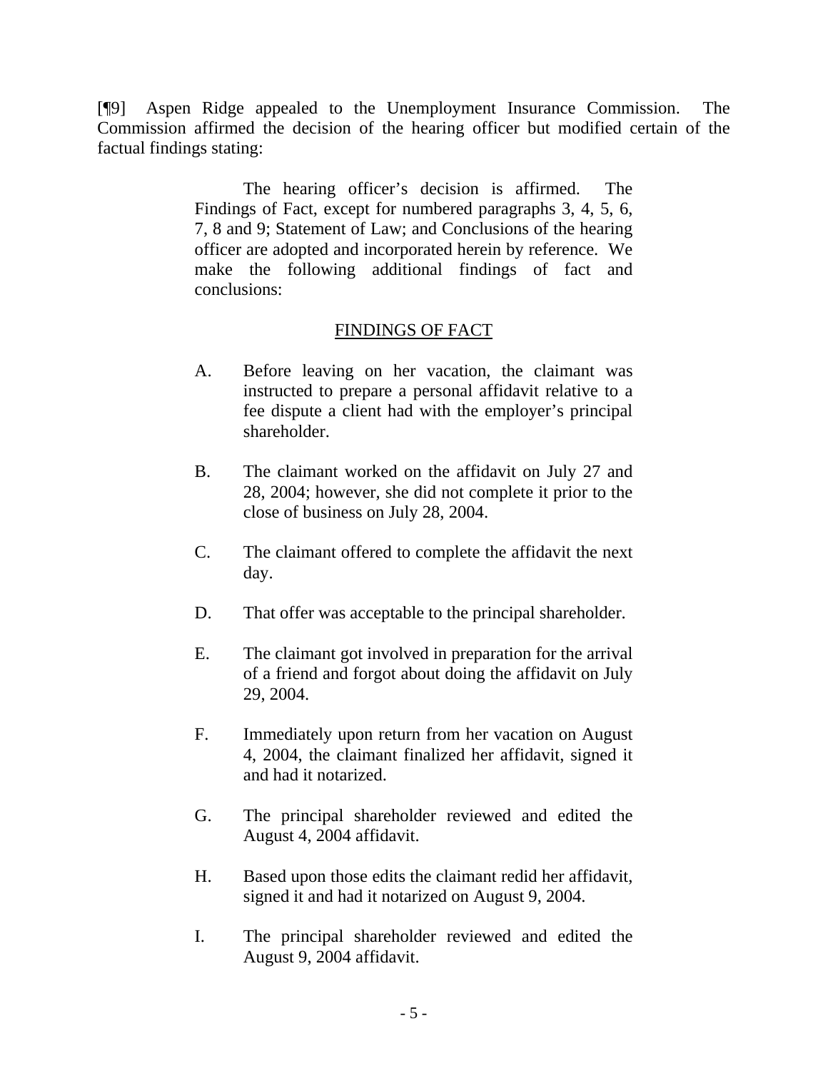[¶9] Aspen Ridge appealed to the Unemployment Insurance Commission. The Commission affirmed the decision of the hearing officer but modified certain of the factual findings stating:

> The hearing officer's decision is affirmed. The Findings of Fact, except for numbered paragraphs 3, 4, 5, 6, 7, 8 and 9; Statement of Law; and Conclusions of the hearing officer are adopted and incorporated herein by reference. We make the following additional findings of fact and conclusions:
>
> <u>FINDINGS OF FACT</u>
>
> A. Before leaving on her vacation, the claimant was instructed to prepare a personal affidavit relative to a fee dispute a client had with the employer's principal shareholder.
>
> B. The claimant worked on the affidavit on July 27 and 28, 2004; however, she did not complete it prior to the close of business on July 28, 2004.
>
> C. The claimant offered to complete the affidavit the next day.
>
> D. That offer was acceptable to the principal shareholder.
>
> E. The claimant got involved in preparation for the arrival of a friend and forgot about doing the affidavit on July 29, 2004.
>
> F. Immediately upon return from her vacation on August 4, 2004, the claimant finalized her affidavit, signed it and had it notarized.
>
> G. The principal shareholder reviewed and edited the August 4, 2004 affidavit.
>
> H. Based upon those edits the claimant redid her affidavit, signed it and had it notarized on August 9, 2004.
>
> I. The principal shareholder reviewed and edited the August 9, 2004 affidavit.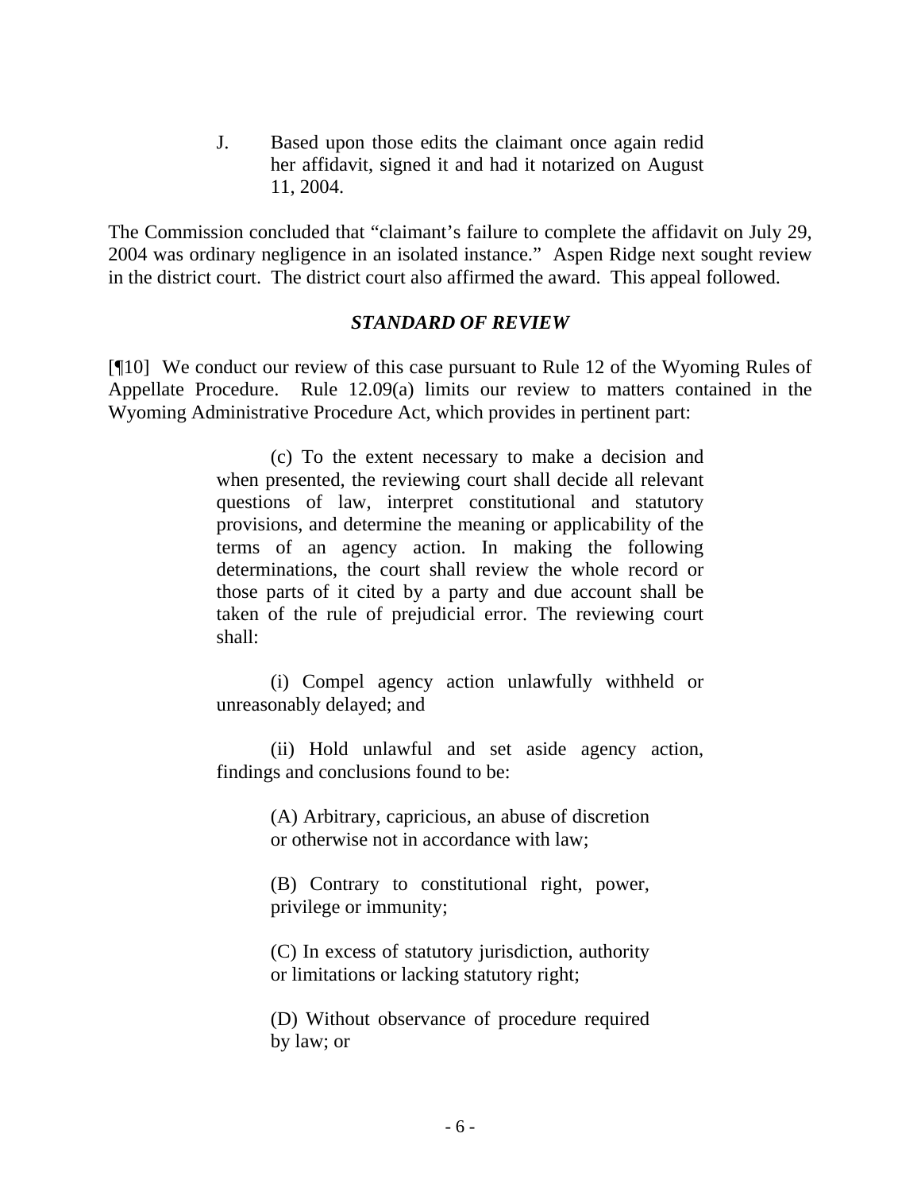J. Based upon those edits the claimant once again redid her affidavit, signed it and had it notarized on August 11, 2004.

The Commission concluded that "claimant's failure to complete the affidavit on July 29, 2004 was ordinary negligence in an isolated instance." Aspen Ridge next sought review in the district court. The district court also affirmed the award. This appeal followed.

### *STANDARD OF REVIEW*

[¶10] We conduct our review of this case pursuant to Rule 12 of the Wyoming Rules of Appellate Procedure. Rule 12.09(a) limits our review to matters contained in the Wyoming Administrative Procedure Act, which provides in pertinent part:

> (c) To the extent necessary to make a decision and when presented, the reviewing court shall decide all relevant questions of law, interpret constitutional and statutory provisions, and determine the meaning or applicability of the terms of an agency action. In making the following determinations, the court shall review the whole record or those parts of it cited by a party and due account shall be taken of the rule of prejudicial error. The reviewing court shall:
>
> (i) Compel agency action unlawfully withheld or unreasonably delayed; and
>
> (ii) Hold unlawful and set aside agency action, findings and conclusions found to be:
>
> > (A) Arbitrary, capricious, an abuse of discretion or otherwise not in accordance with law;
> >
> > (B) Contrary to constitutional right, power, privilege or immunity;
> >
> > (C) In excess of statutory jurisdiction, authority or limitations or lacking statutory right;
> >
> > (D) Without observance of procedure required by law; or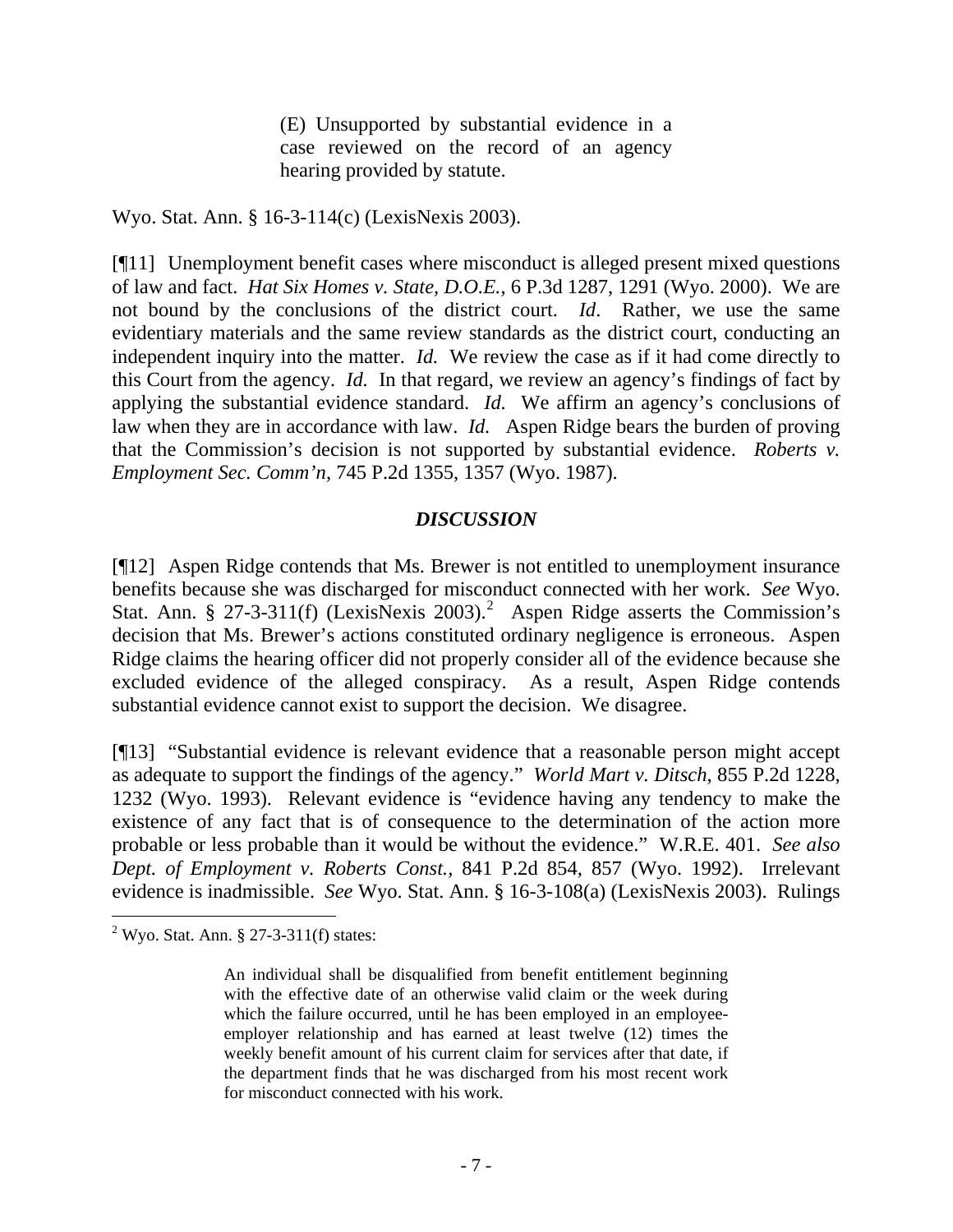> (E) Unsupported by substantial evidence in a case reviewed on the record of an agency hearing provided by statute.

Wyo. Stat. Ann. § 16-3-114(c) (LexisNexis 2003).

[¶11] Unemployment benefit cases where misconduct is alleged present mixed questions of law and fact. *Hat Six Homes v. State, D.O.E.*, 6 P.3d 1287, 1291 (Wyo. 2000). We are not bound by the conclusions of the district court. *Id*. Rather, we use the same evidentiary materials and the same review standards as the district court, conducting an independent inquiry into the matter. *Id.* We review the case as if it had come directly to this Court from the agency. *Id.* In that regard, we review an agency's findings of fact by applying the substantial evidence standard. *Id.* We affirm an agency's conclusions of law when they are in accordance with law. *Id.* Aspen Ridge bears the burden of proving that the Commission's decision is not supported by substantial evidence. *Roberts v. Employment Sec. Comm'n*, 745 P.2d 1355, 1357 (Wyo. 1987).

## *DISCUSSION*

[¶12] Aspen Ridge contends that Ms. Brewer is not entitled to unemployment insurance benefits because she was discharged for misconduct connected with her work. *See* Wyo. Stat. Ann. § 27-3-311(f) (LexisNexis 2003).[2] Aspen Ridge asserts the Commission's decision that Ms. Brewer's actions constituted ordinary negligence is erroneous. Aspen Ridge claims the hearing officer did not properly consider all of the evidence because she excluded evidence of the alleged conspiracy. As a result, Aspen Ridge contends substantial evidence cannot exist to support the decision. We disagree.

[¶13] "Substantial evidence is relevant evidence that a reasonable person might accept as adequate to support the findings of the agency." *World Mart v. Ditsch*, 855 P.2d 1228, 1232 (Wyo. 1993). Relevant evidence is "evidence having any tendency to make the existence of any fact that is of consequence to the determination of the action more probable or less probable than it would be without the evidence." W.R.E. 401. *See also Dept. of Employment v. Roberts Const.*, 841 P.2d 854, 857 (Wyo. 1992). Irrelevant evidence is inadmissible. *See* Wyo. Stat. Ann. § 16-3-108(a) (LexisNexis 2003). Rulings

---

[2] Wyo. Stat. Ann. § 27-3-311(f) states:

> An individual shall be disqualified from benefit entitlement beginning with the effective date of an otherwise valid claim or the week during which the failure occurred, until he has been employed in an employee-employer relationship and has earned at least twelve (12) times the weekly benefit amount of his current claim for services after that date, if the department finds that he was discharged from his most recent work for misconduct connected with his work.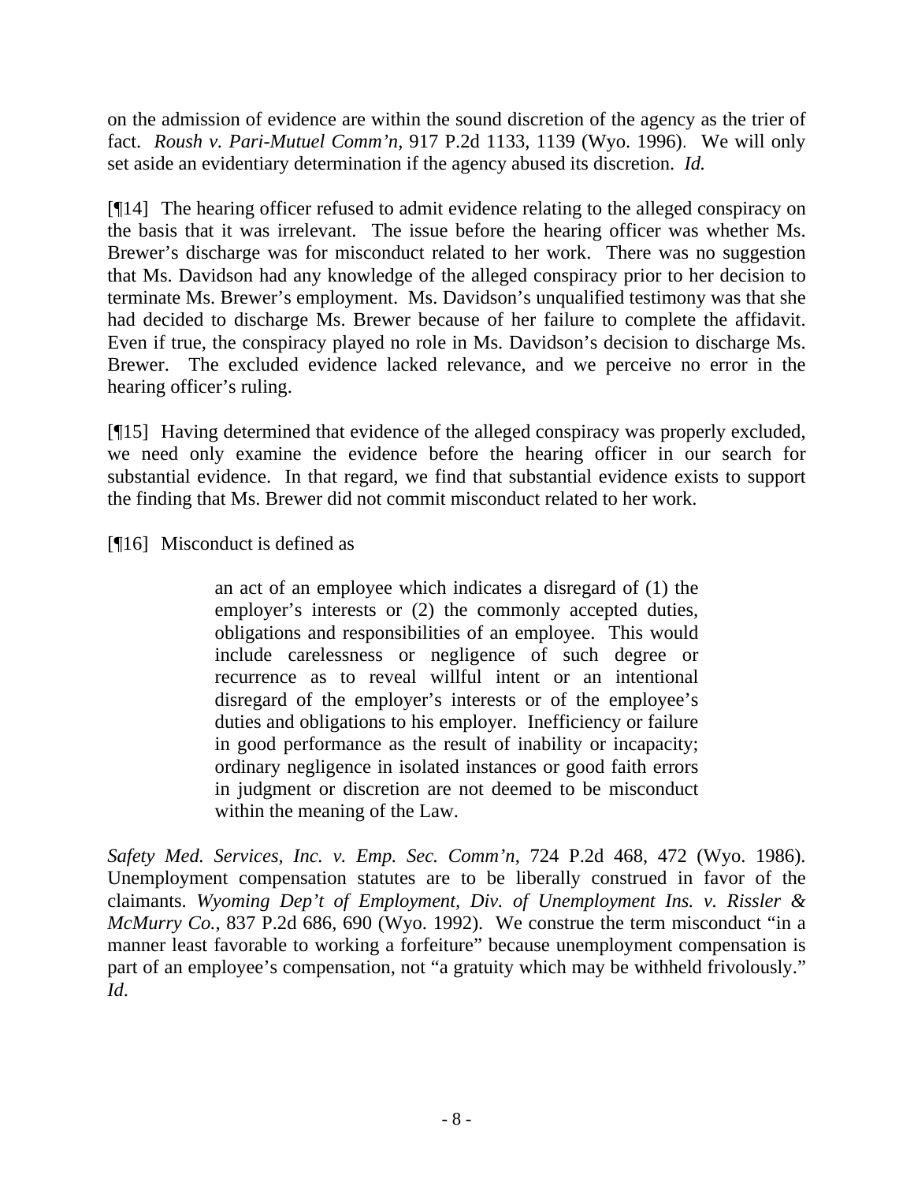on the admission of evidence are within the sound discretion of the agency as the trier of fact. *Roush v. Pari-Mutuel Comm'n*, 917 P.2d 1133, 1139 (Wyo. 1996). We will only set aside an evidentiary determination if the agency abused its discretion. *Id.*

[¶14] The hearing officer refused to admit evidence relating to the alleged conspiracy on the basis that it was irrelevant. The issue before the hearing officer was whether Ms. Brewer's discharge was for misconduct related to her work. There was no suggestion that Ms. Davidson had any knowledge of the alleged conspiracy prior to her decision to terminate Ms. Brewer's employment. Ms. Davidson's unqualified testimony was that she had decided to discharge Ms. Brewer because of her failure to complete the affidavit. Even if true, the conspiracy played no role in Ms. Davidson's decision to discharge Ms. Brewer. The excluded evidence lacked relevance, and we perceive no error in the hearing officer's ruling.

[¶15] Having determined that evidence of the alleged conspiracy was properly excluded, we need only examine the evidence before the hearing officer in our search for substantial evidence. In that regard, we find that substantial evidence exists to support the finding that Ms. Brewer did not commit misconduct related to her work.

[¶16] Misconduct is defined as

> an act of an employee which indicates a disregard of (1) the employer's interests or (2) the commonly accepted duties, obligations and responsibilities of an employee. This would include carelessness or negligence of such degree or recurrence as to reveal willful intent or an intentional disregard of the employer's interests or of the employee's duties and obligations to his employer. Inefficiency or failure in good performance as the result of inability or incapacity; ordinary negligence in isolated instances or good faith errors in judgment or discretion are not deemed to be misconduct within the meaning of the Law.

*Safety Med. Services, Inc. v. Emp. Sec. Comm'n*, 724 P.2d 468, 472 (Wyo. 1986). Unemployment compensation statutes are to be liberally construed in favor of the claimants. *Wyoming Dep't of Employment, Div. of Unemployment Ins. v. Rissler & McMurry Co.*, 837 P.2d 686, 690 (Wyo. 1992). We construe the term misconduct "in a manner least favorable to working a forfeiture" because unemployment compensation is part of an employee's compensation, not "a gratuity which may be withheld frivolously." *Id.*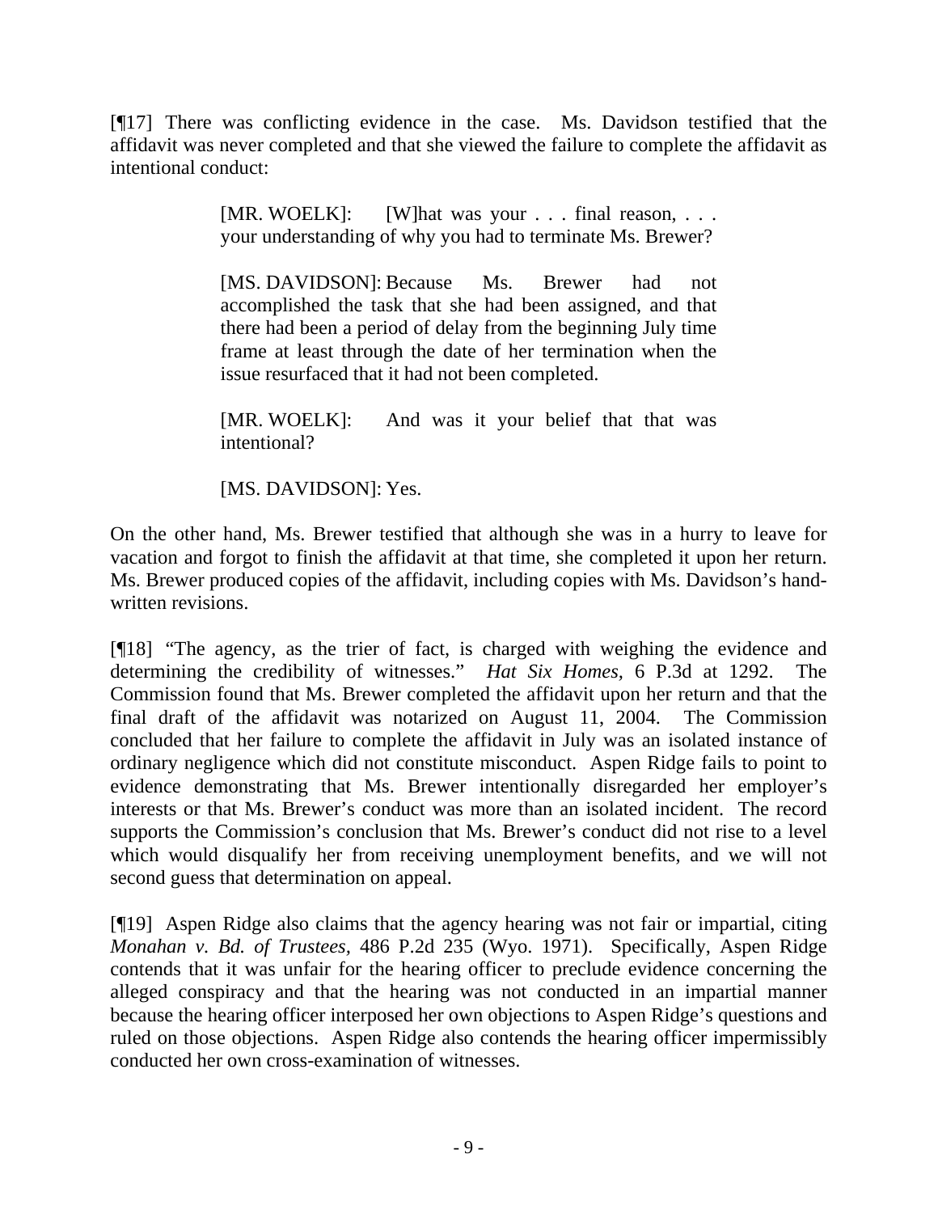[¶17] There was conflicting evidence in the case. Ms. Davidson testified that the affidavit was never completed and that she viewed the failure to complete the affidavit as intentional conduct:

> [MR. WOELK]: [W]hat was your . . . final reason, . . . your understanding of why you had to terminate Ms. Brewer?
>
> [MS. DAVIDSON]: Because Ms. Brewer had not accomplished the task that she had been assigned, and that there had been a period of delay from the beginning July time frame at least through the date of her termination when the issue resurfaced that it had not been completed.
>
> [MR. WOELK]: And was it your belief that that was intentional?
>
> [MS. DAVIDSON]: Yes.

On the other hand, Ms. Brewer testified that although she was in a hurry to leave for vacation and forgot to finish the affidavit at that time, she completed it upon her return. Ms. Brewer produced copies of the affidavit, including copies with Ms. Davidson's hand-written revisions.

[¶18] "The agency, as the trier of fact, is charged with weighing the evidence and determining the credibility of witnesses." *Hat Six Homes*, 6 P.3d at 1292. The Commission found that Ms. Brewer completed the affidavit upon her return and that the final draft of the affidavit was notarized on August 11, 2004. The Commission concluded that her failure to complete the affidavit in July was an isolated instance of ordinary negligence which did not constitute misconduct. Aspen Ridge fails to point to evidence demonstrating that Ms. Brewer intentionally disregarded her employer's interests or that Ms. Brewer's conduct was more than an isolated incident. The record supports the Commission's conclusion that Ms. Brewer's conduct did not rise to a level which would disqualify her from receiving unemployment benefits, and we will not second guess that determination on appeal.

[¶19] Aspen Ridge also claims that the agency hearing was not fair or impartial, citing *Monahan v. Bd. of Trustees*, 486 P.2d 235 (Wyo. 1971). Specifically, Aspen Ridge contends that it was unfair for the hearing officer to preclude evidence concerning the alleged conspiracy and that the hearing was not conducted in an impartial manner because the hearing officer interposed her own objections to Aspen Ridge's questions and ruled on those objections. Aspen Ridge also contends the hearing officer impermissibly conducted her own cross-examination of witnesses.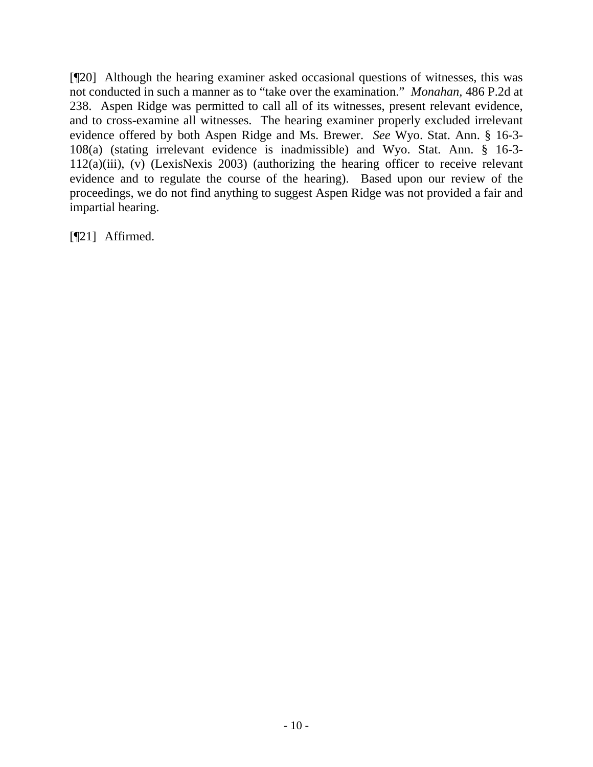[¶20] Although the hearing examiner asked occasional questions of witnesses, this was not conducted in such a manner as to "take over the examination." *Monahan*, 486 P.2d at 238. Aspen Ridge was permitted to call all of its witnesses, present relevant evidence, and to cross-examine all witnesses. The hearing examiner properly excluded irrelevant evidence offered by both Aspen Ridge and Ms. Brewer. *See* Wyo. Stat. Ann. § 16-3-108(a) (stating irrelevant evidence is inadmissible) and Wyo. Stat. Ann. § 16-3-112(a)(iii), (v) (LexisNexis 2003) (authorizing the hearing officer to receive relevant evidence and to regulate the course of the hearing). Based upon our review of the proceedings, we do not find anything to suggest Aspen Ridge was not provided a fair and impartial hearing.

[¶21] Affirmed.